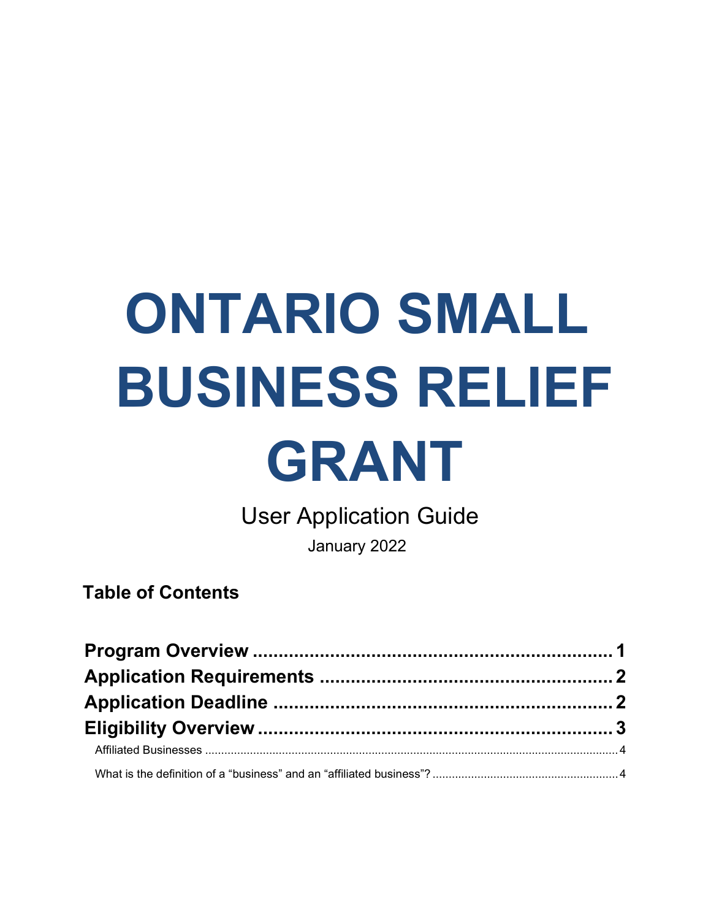# ONTARIO SMALL BUSINESS RELIEF GRANT

User Application Guide

January 2022

**Table of Contents**

**Program Overview ........................................................ 1**
**Application Requirements ........................................... 2**
**Application Deadline .................................................... 2**
**Eligibility Overview ...................................................... 3**
Affiliated Businesses ........................................................................ 4
What is the definition of a "business" and an "affiliated business"? ............... 4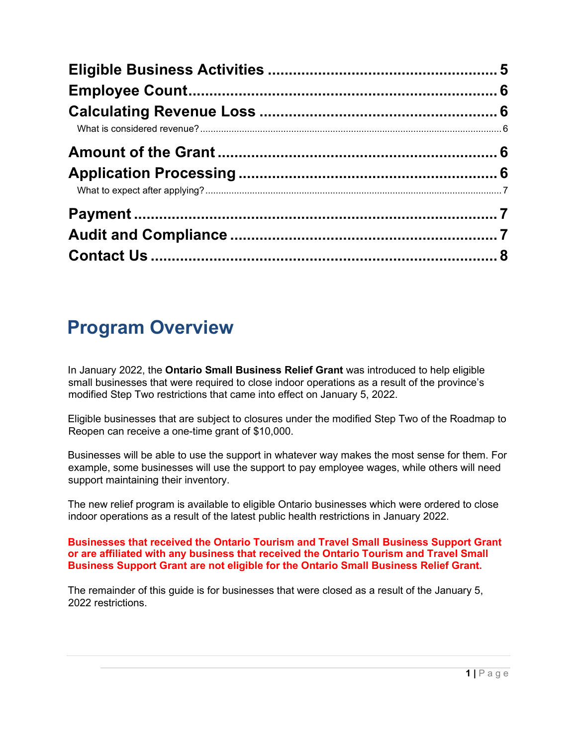Eligible Business Activities ..................................................... 5
Employee Count ........................................................................ 6
Calculating Revenue Loss ....................................................... 6
What is considered revenue? .................................................... 6
Amount of the Grant ................................................................. 6
Application Processing ............................................................ 6
What to expect after applying? .................................................. 7
Payment ...................................................................................... 7
Audit and Compliance .............................................................. 7
Contact Us ................................................................................. 8

# Program Overview

In January 2022, the **Ontario Small Business Relief Grant** was introduced to help eligible small businesses that were required to close indoor operations as a result of the province's modified Step Two restrictions that came into effect on January 5, 2022.

Eligible businesses that are subject to closures under the modified Step Two of the Roadmap to Reopen can receive a one-time grant of $10,000.

Businesses will be able to use the support in whatever way makes the most sense for them. For example, some businesses will use the support to pay employee wages, while others will need support maintaining their inventory.

The new relief program is available to eligible Ontario businesses which were ordered to close indoor operations as a result of the latest public health restrictions in January 2022.

**Businesses that received the Ontario Tourism and Travel Small Business Support Grant or are affiliated with any business that received the Ontario Tourism and Travel Small Business Support Grant are not eligible for the Ontario Small Business Relief Grant.**

The remainder of this guide is for businesses that were closed as a result of the January 5, 2022 restrictions.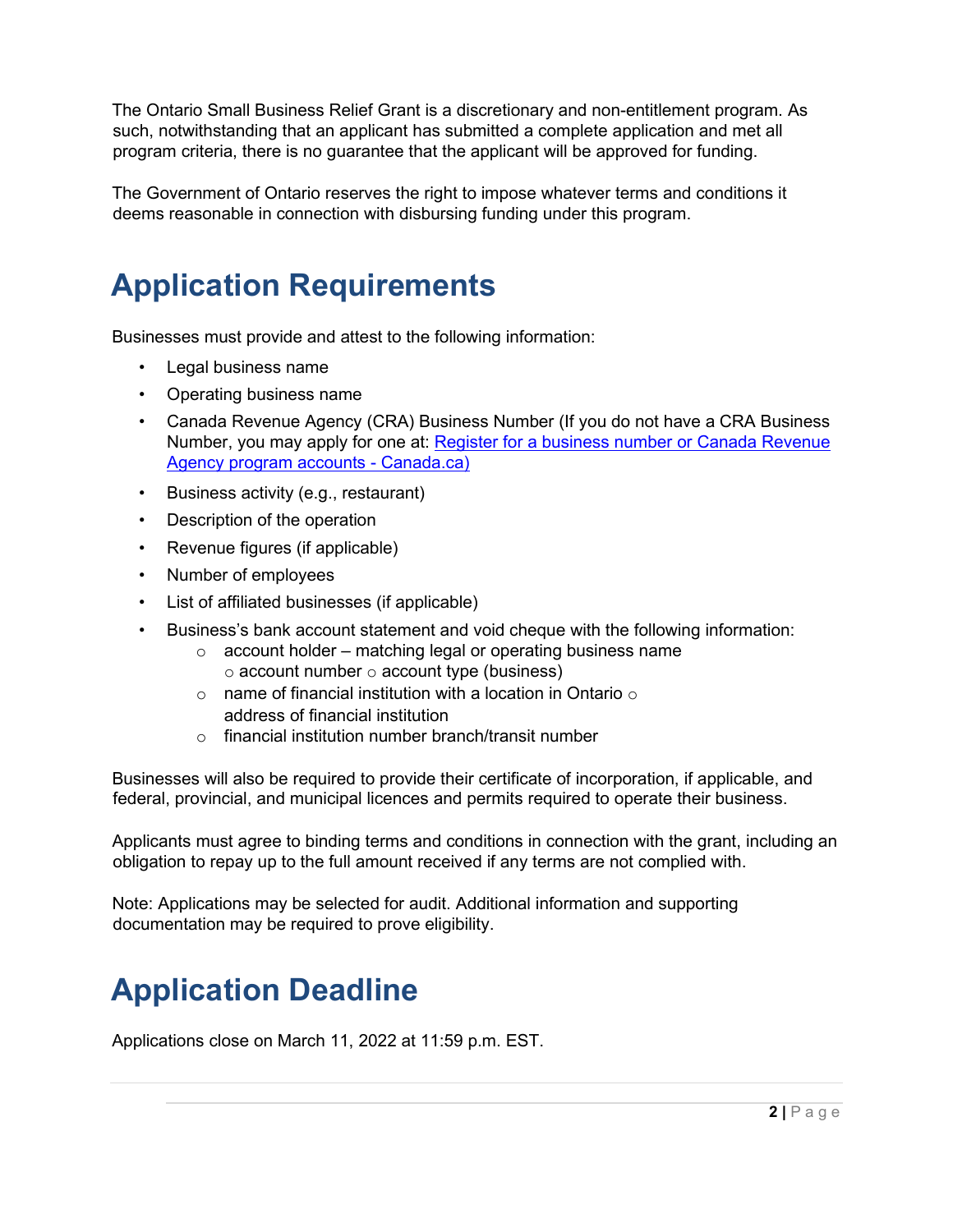The Ontario Small Business Relief Grant is a discretionary and non-entitlement program. As such, notwithstanding that an applicant has submitted a complete application and met all program criteria, there is no guarantee that the applicant will be approved for funding.

The Government of Ontario reserves the right to impose whatever terms and conditions it deems reasonable in connection with disbursing funding under this program.

# Application Requirements

Businesses must provide and attest to the following information:

- Legal business name
- Operating business name
- Canada Revenue Agency (CRA) Business Number (If you do not have a CRA Business Number, you may apply for one at: [Register for a business number or Canada Revenue Agency program accounts - Canada.ca)]()
- Business activity (e.g., restaurant)
- Description of the operation
- Revenue figures (if applicable)
- Number of employees
- List of affiliated businesses (if applicable)
- Business's bank account statement and void cheque with the following information:
  - account holder – matching legal or operating business name
  - account number
  - account type (business)
  - name of financial institution with a location in Ontario
  - address of financial institution
  - financial institution number branch/transit number

Businesses will also be required to provide their certificate of incorporation, if applicable, and federal, provincial, and municipal licences and permits required to operate their business.

Applicants must agree to binding terms and conditions in connection with the grant, including an obligation to repay up to the full amount received if any terms are not complied with.

Note: Applications may be selected for audit. Additional information and supporting documentation may be required to prove eligibility.

# Application Deadline

Applications close on March 11, 2022 at 11:59 p.m. EST.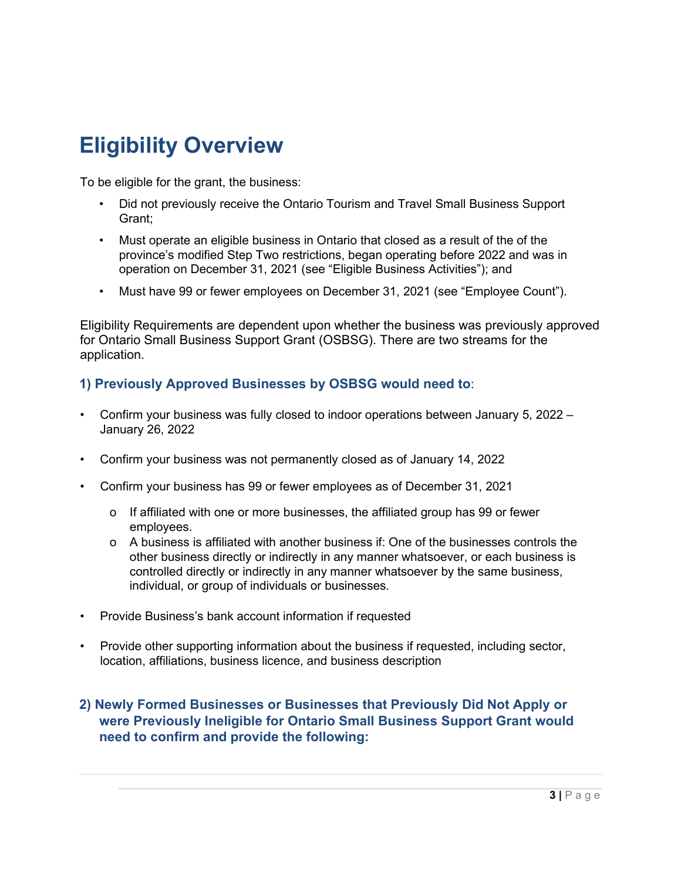# Eligibility Overview

To be eligible for the grant, the business:

- Did not previously receive the Ontario Tourism and Travel Small Business Support Grant;
- Must operate an eligible business in Ontario that closed as a result of the of the province's modified Step Two restrictions, began operating before 2022 and was in operation on December 31, 2021 (see "Eligible Business Activities"); and
- Must have 99 or fewer employees on December 31, 2021 (see "Employee Count").

Eligibility Requirements are dependent upon whether the business was previously approved for Ontario Small Business Support Grant (OSBSG). There are two streams for the application.

### 1) Previously Approved Businesses by OSBSG would need to:

- Confirm your business was fully closed to indoor operations between January 5, 2022 – January 26, 2022
- Confirm your business was not permanently closed as of January 14, 2022
- Confirm your business has 99 or fewer employees as of December 31, 2021
  - If affiliated with one or more businesses, the affiliated group has 99 or fewer employees.
  - A business is affiliated with another business if: One of the businesses controls the other business directly or indirectly in any manner whatsoever, or each business is controlled directly or indirectly in any manner whatsoever by the same business, individual, or group of individuals or businesses.
- Provide Business's bank account information if requested
- Provide other supporting information about the business if requested, including sector, location, affiliations, business licence, and business description

### 2) Newly Formed Businesses or Businesses that Previously Did Not Apply or were Previously Ineligible for Ontario Small Business Support Grant would need to confirm and provide the following: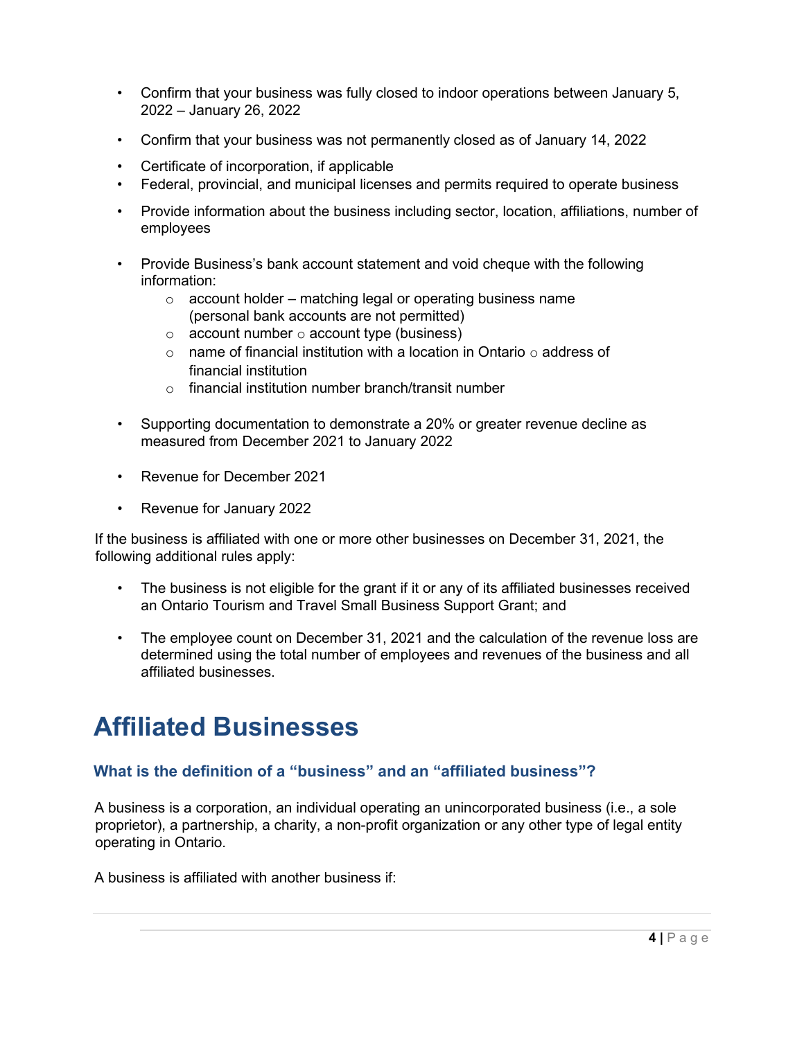- Confirm that your business was fully closed to indoor operations between January 5, 2022 – January 26, 2022
- Confirm that your business was not permanently closed as of January 14, 2022
- Certificate of incorporation, if applicable
- Federal, provincial, and municipal licenses and permits required to operate business
- Provide information about the business including sector, location, affiliations, number of employees
- Provide Business's bank account statement and void cheque with the following information:
  - account holder – matching legal or operating business name (personal bank accounts are not permitted)
  - account number
  - account type (business)
  - name of financial institution with a location in Ontario
  - address of financial institution
  - financial institution number branch/transit number
- Supporting documentation to demonstrate a 20% or greater revenue decline as measured from December 2021 to January 2022
- Revenue for December 2021
- Revenue for January 2022

If the business is affiliated with one or more other businesses on December 31, 2021, the following additional rules apply:

- The business is not eligible for the grant if it or any of its affiliated businesses received an Ontario Tourism and Travel Small Business Support Grant; and
- The employee count on December 31, 2021 and the calculation of the revenue loss are determined using the total number of employees and revenues of the business and all affiliated businesses.

# Affiliated Businesses

### What is the definition of a "business" and an "affiliated business"?

A business is a corporation, an individual operating an unincorporated business (i.e., a sole proprietor), a partnership, a charity, a non-profit organization or any other type of legal entity operating in Ontario.

A business is affiliated with another business if: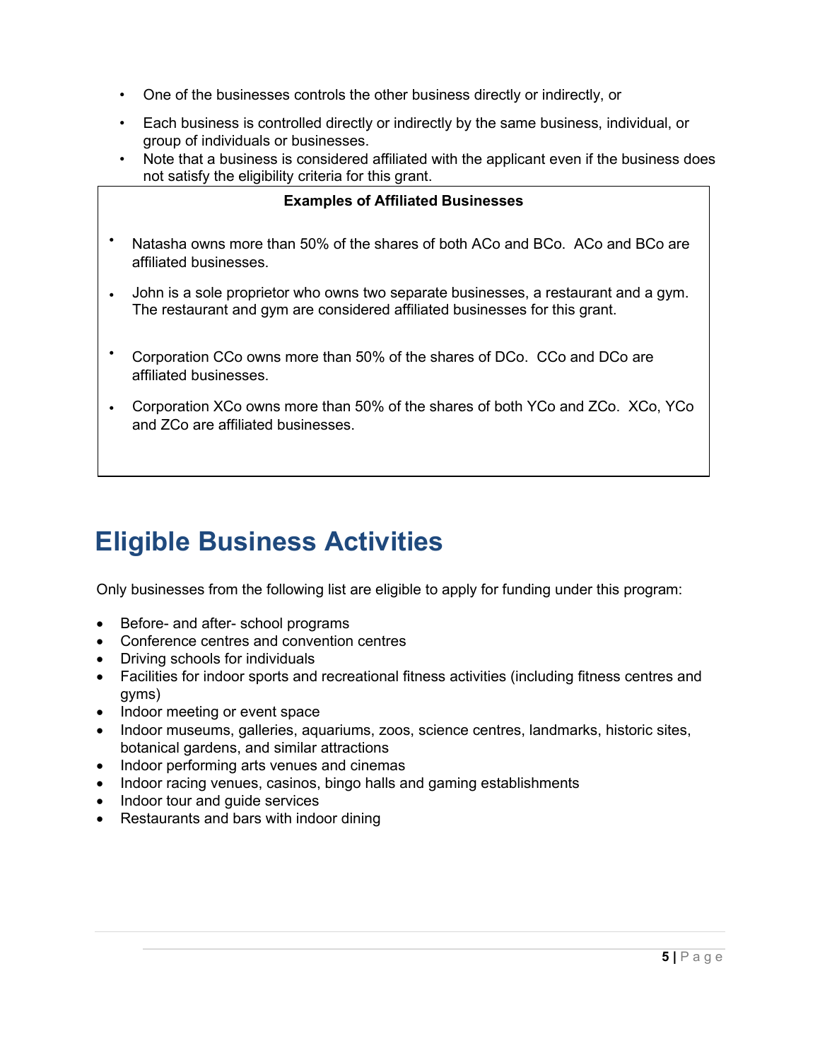- One of the businesses controls the other business directly or indirectly, or
- Each business is controlled directly or indirectly by the same business, individual, or group of individuals or businesses.
- Note that a business is considered affiliated with the applicant even if the business does not satisfy the eligibility criteria for this grant.

**Examples of Affiliated Businesses**

- Natasha owns more than 50% of the shares of both ACo and BCo. ACo and BCo are affiliated businesses.
- John is a sole proprietor who owns two separate businesses, a restaurant and a gym. The restaurant and gym are considered affiliated businesses for this grant.
- Corporation CCo owns more than 50% of the shares of DCo. CCo and DCo are affiliated businesses.
- Corporation XCo owns more than 50% of the shares of both YCo and ZCo. XCo, YCo and ZCo are affiliated businesses.

# Eligible Business Activities

Only businesses from the following list are eligible to apply for funding under this program:

- Before- and after- school programs
- Conference centres and convention centres
- Driving schools for individuals
- Facilities for indoor sports and recreational fitness activities (including fitness centres and gyms)
- Indoor meeting or event space
- Indoor museums, galleries, aquariums, zoos, science centres, landmarks, historic sites, botanical gardens, and similar attractions
- Indoor performing arts venues and cinemas
- Indoor racing venues, casinos, bingo halls and gaming establishments
- Indoor tour and guide services
- Restaurants and bars with indoor dining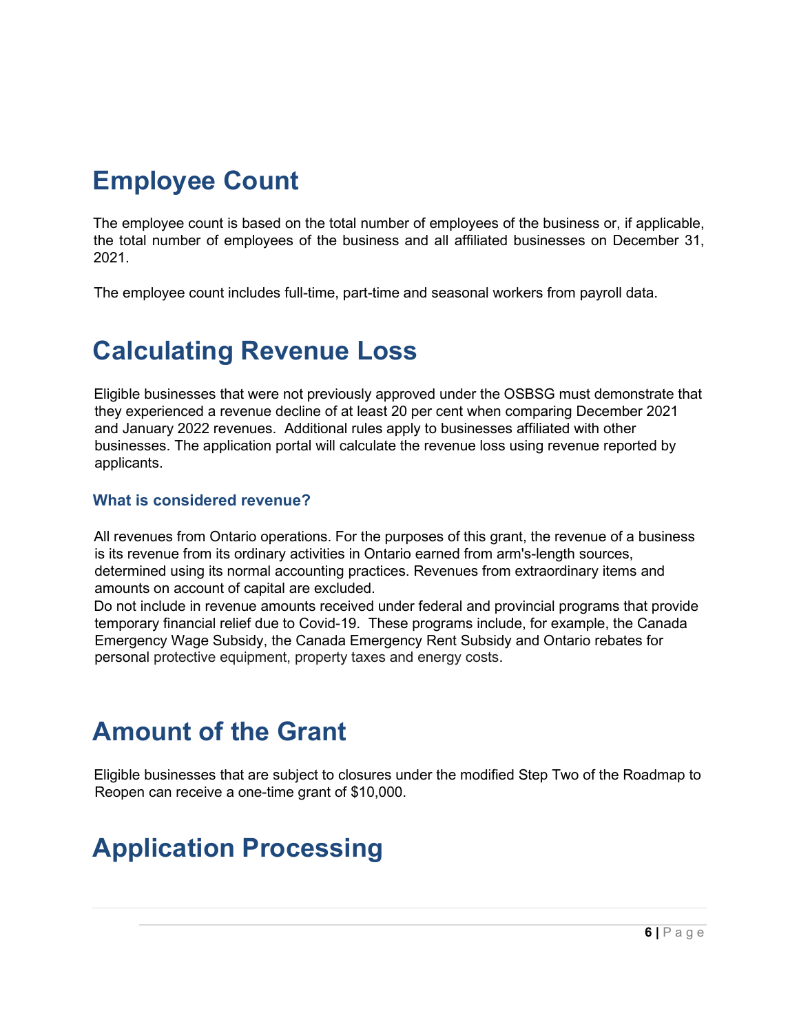# Employee Count

The employee count is based on the total number of employees of the business or, if applicable, the total number of employees of the business and all affiliated businesses on December 31, 2021.

The employee count includes full-time, part-time and seasonal workers from payroll data.

# Calculating Revenue Loss

Eligible businesses that were not previously approved under the OSBSG must demonstrate that they experienced a revenue decline of at least 20 per cent when comparing December 2021 and January 2022 revenues. Additional rules apply to businesses affiliated with other businesses. The application portal will calculate the revenue loss using revenue reported by applicants.

### What is considered revenue?

All revenues from Ontario operations. For the purposes of this grant, the revenue of a business is its revenue from its ordinary activities in Ontario earned from arm's-length sources, determined using its normal accounting practices. Revenues from extraordinary items and amounts on account of capital are excluded.

Do not include in revenue amounts received under federal and provincial programs that provide temporary financial relief due to Covid-19. These programs include, for example, the Canada Emergency Wage Subsidy, the Canada Emergency Rent Subsidy and Ontario rebates for personal protective equipment, property taxes and energy costs.

# Amount of the Grant

Eligible businesses that are subject to closures under the modified Step Two of the Roadmap to Reopen can receive a one-time grant of $10,000.

# Application Processing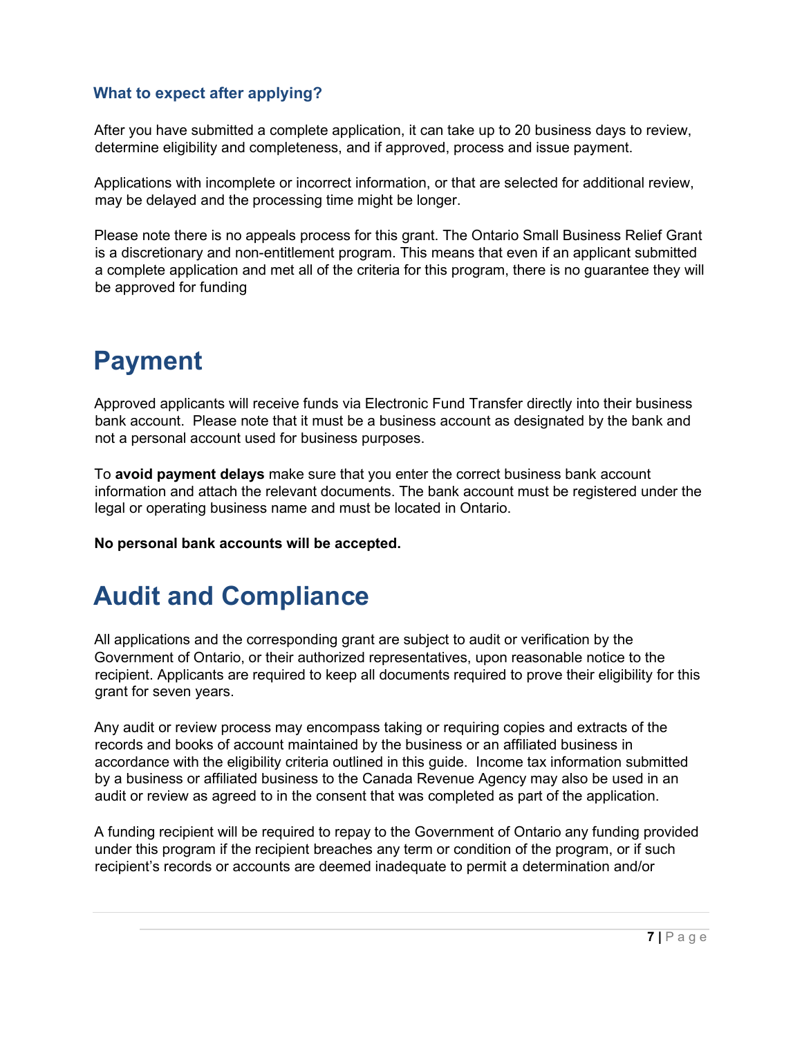### What to expect after applying?

After you have submitted a complete application, it can take up to 20 business days to review, determine eligibility and completeness, and if approved, process and issue payment.

Applications with incomplete or incorrect information, or that are selected for additional review, may be delayed and the processing time might be longer.

Please note there is no appeals process for this grant. The Ontario Small Business Relief Grant is a discretionary and non-entitlement program. This means that even if an applicant submitted a complete application and met all of the criteria for this program, there is no guarantee they will be approved for funding

# Payment

Approved applicants will receive funds via Electronic Fund Transfer directly into their business bank account. Please note that it must be a business account as designated by the bank and not a personal account used for business purposes.

To **avoid payment delays** make sure that you enter the correct business bank account information and attach the relevant documents. The bank account must be registered under the legal or operating business name and must be located in Ontario.

**No personal bank accounts will be accepted.**

# Audit and Compliance

All applications and the corresponding grant are subject to audit or verification by the Government of Ontario, or their authorized representatives, upon reasonable notice to the recipient. Applicants are required to keep all documents required to prove their eligibility for this grant for seven years.

Any audit or review process may encompass taking or requiring copies and extracts of the records and books of account maintained by the business or an affiliated business in accordance with the eligibility criteria outlined in this guide. Income tax information submitted by a business or affiliated business to the Canada Revenue Agency may also be used in an audit or review as agreed to in the consent that was completed as part of the application.

A funding recipient will be required to repay to the Government of Ontario any funding provided under this program if the recipient breaches any term or condition of the program, or if such recipient's records or accounts are deemed inadequate to permit a determination and/or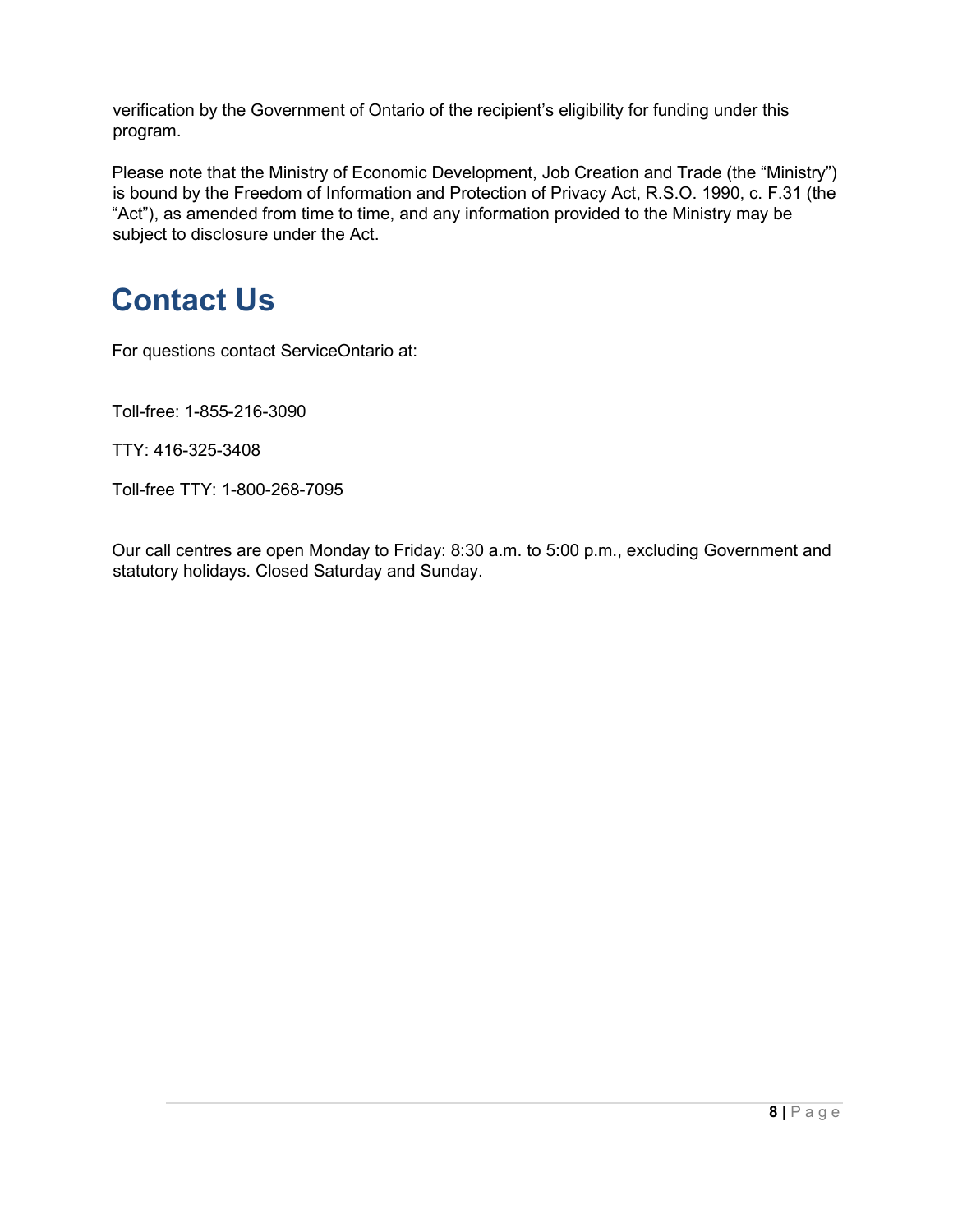verification by the Government of Ontario of the recipient's eligibility for funding under this program.

Please note that the Ministry of Economic Development, Job Creation and Trade (the "Ministry") is bound by the Freedom of Information and Protection of Privacy Act, R.S.O. 1990, c. F.31 (the "Act"), as amended from time to time, and any information provided to the Ministry may be subject to disclosure under the Act.

# Contact Us

For questions contact ServiceOntario at:

Toll-free: 1-855-216-3090

TTY: 416-325-3408

Toll-free TTY: 1-800-268-7095

Our call centres are open Monday to Friday: 8:30 a.m. to 5:00 p.m., excluding Government and statutory holidays. Closed Saturday and Sunday.